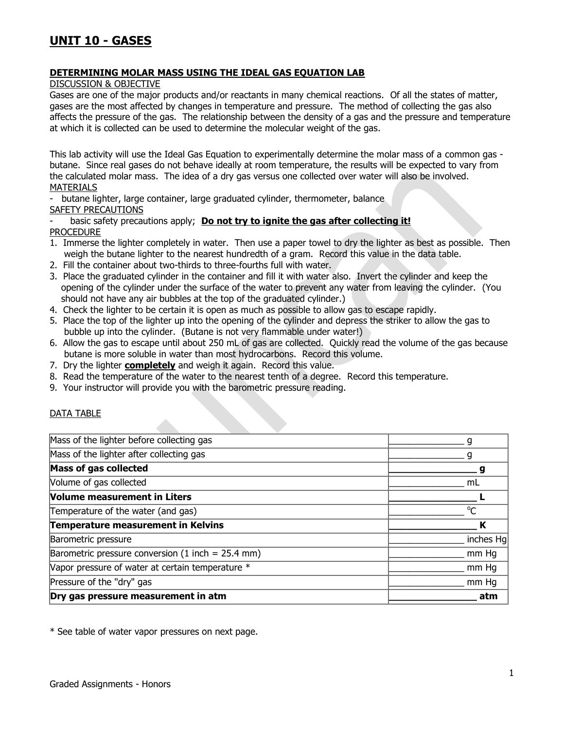# UNIT 10 - GASES

## DETERMINING MOLAR MASS USING THE IDEAL GAS EQUATION LAB

DISCUSSION & OBJECTIVE

Gases are one of the major products and/or reactants in many chemical reactions. Of all the states of matter, gases are the most affected by changes in temperature and pressure. The method of collecting the gas also affects the pressure of the gas. The relationship between the density of a gas and the pressure and temperature at which it is collected can be used to determine the molecular weight of the gas.

This lab activity will use the Ideal Gas Equation to experimentally determine the molar mass of a common gas - butane. Since real gases do not behave ideally at room temperature, the results will be expected to vary from the calculated molar mass. The idea of a dry gas versus one collected over water will also be involved.

MATERIALS

- butane lighter, large container, large graduated cylinder, thermometer, balance

SAFETY PRECAUTIONS

- basic safety precautions apply; **Do not try to ignite the gas after collecting it!**

PROCEDURE

1. Immerse the lighter completely in water. Then use a paper towel to dry the lighter as best as possible. Then weigh the butane lighter to the nearest hundredth of a gram. Record this value in the data table.
2. Fill the container about two-thirds to three-fourths full with water.
3. Place the graduated cylinder in the container and fill it with water also. Invert the cylinder and keep the opening of the cylinder under the surface of the water to prevent any water from leaving the cylinder. (You should not have any air bubbles at the top of the graduated cylinder.)
4. Check the lighter to be certain it is open as much as possible to allow gas to escape rapidly.
5. Place the top of the lighter up into the opening of the cylinder and depress the striker to allow the gas to bubble up into the cylinder. (Butane is not very flammable under water!)
6. Allow the gas to escape until about 250 mL of gas are collected. Quickly read the volume of the gas because butane is more soluble in water than most hydrocarbons. Record this volume.
7. Dry the lighter **completely** and weigh it again. Record this value.
8. Read the temperature of the water to the nearest tenth of a degree. Record this temperature.
9. Your instructor will provide you with the barometric pressure reading.

DATA TABLE

| | |
|---|---|
| Mass of the lighter before collecting gas | _______________ g |
| Mass of the lighter after collecting gas | _______________ g |
| **Mass of gas collected** | **_______________ g** |
| Volume of gas collected | _______________ mL |
| **Volume measurement in Liters** | **_______________ L** |
| Temperature of the water (and gas) | _______________ °C |
| **Temperature measurement in Kelvins** | **_______________ K** |
| Barometric pressure | _______________ inches Hg |
| Barometric pressure conversion (1 inch = 25.4 mm) | _______________ mm Hg |
| Vapor pressure of water at certain temperature * | _______________ mm Hg |
| Pressure of the "dry" gas | _______________ mm Hg |
| **Dry gas pressure measurement in atm** | **_______________ atm** |

* See table of water vapor pressures on next page.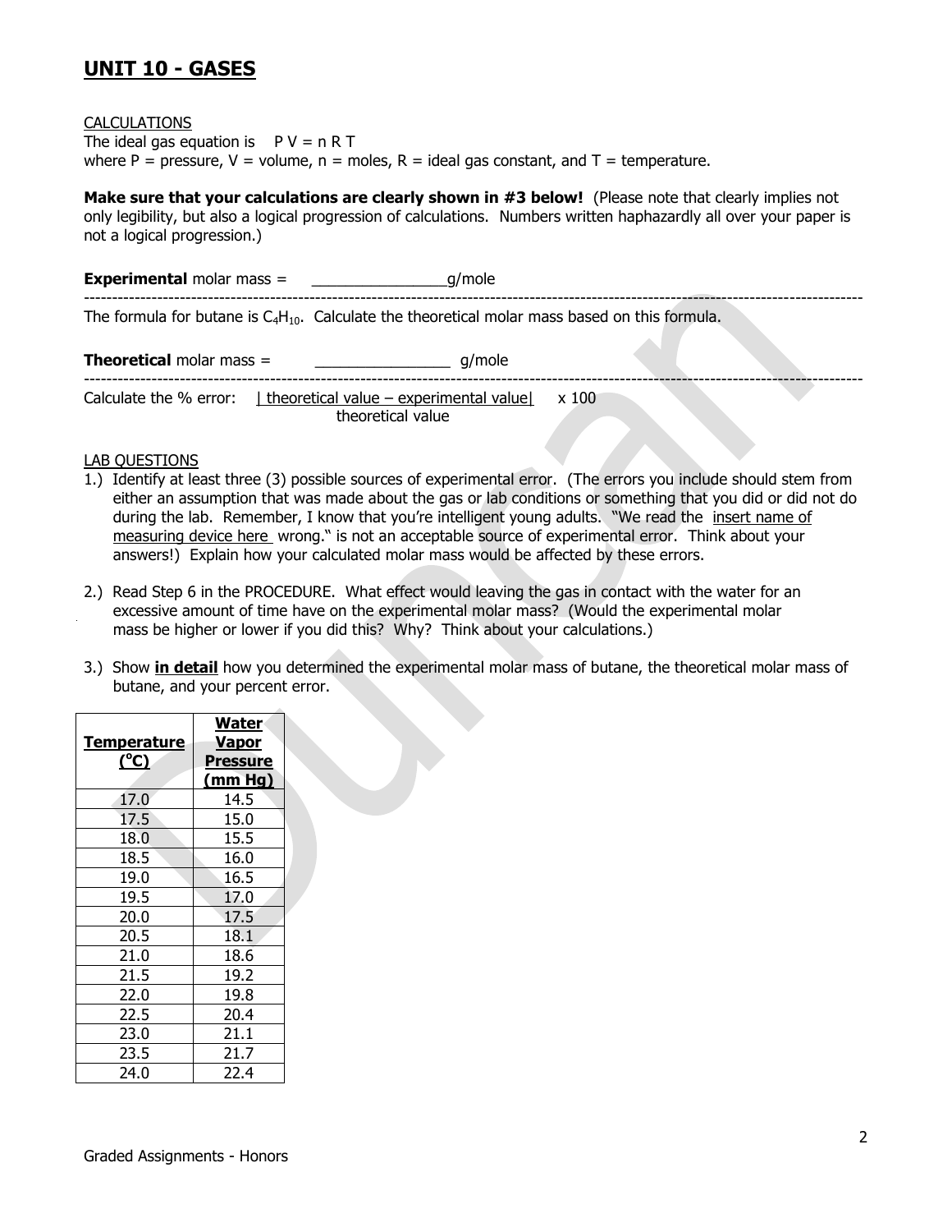# UNIT 10 - GASES

CALCULATIONS

The ideal gas equation is $PV = nRT$

where P = pressure, V = volume, n = moles, R = ideal gas constant, and T = temperature.

**Make sure that your calculations are clearly shown in #3 below!** (Please note that clearly implies not only legibility, but also a logical progression of calculations. Numbers written haphazardly all over your paper is not a logical progression.)

**Experimental** molar mass = ________________g/mole

---

The formula for butane is $C_4H_{10}$. Calculate the theoretical molar mass based on this formula.

**Theoretical** molar mass = ________________ g/mole

---

Calculate the % error: $\frac{|\text{theoretical value} - \text{experimental value}|}{\text{theoretical value}} \times 100$

LAB QUESTIONS

1.) Identify at least three (3) possible sources of experimental error. (The errors you include should stem from either an assumption that was made about the gas or lab conditions or something that you did or did not do during the lab. Remember, I know that you're intelligent young adults. "We read the insert name of measuring device here wrong." is not an acceptable source of experimental error. Think about your answers!) Explain how your calculated molar mass would be affected by these errors.

2.) Read Step 6 in the PROCEDURE. What effect would leaving the gas in contact with the water for an excessive amount of time have on the experimental molar mass? (Would the experimental molar mass be higher or lower if you did this? Why? Think about your calculations.)

3.) Show **in detail** how you determined the experimental molar mass of butane, the theoretical molar mass of butane, and your percent error.

| Temperature (°C) | Water Vapor Pressure (mm Hg) |
|---|---|
| 17.0 | 14.5 |
| 17.5 | 15.0 |
| 18.0 | 15.5 |
| 18.5 | 16.0 |
| 19.0 | 16.5 |
| 19.5 | 17.0 |
| 20.0 | 17.5 |
| 20.5 | 18.1 |
| 21.0 | 18.6 |
| 21.5 | 19.2 |
| 22.0 | 19.8 |
| 22.5 | 20.4 |
| 23.0 | 21.1 |
| 23.5 | 21.7 |
| 24.0 | 22.4 |

Graded Assignments - Honors